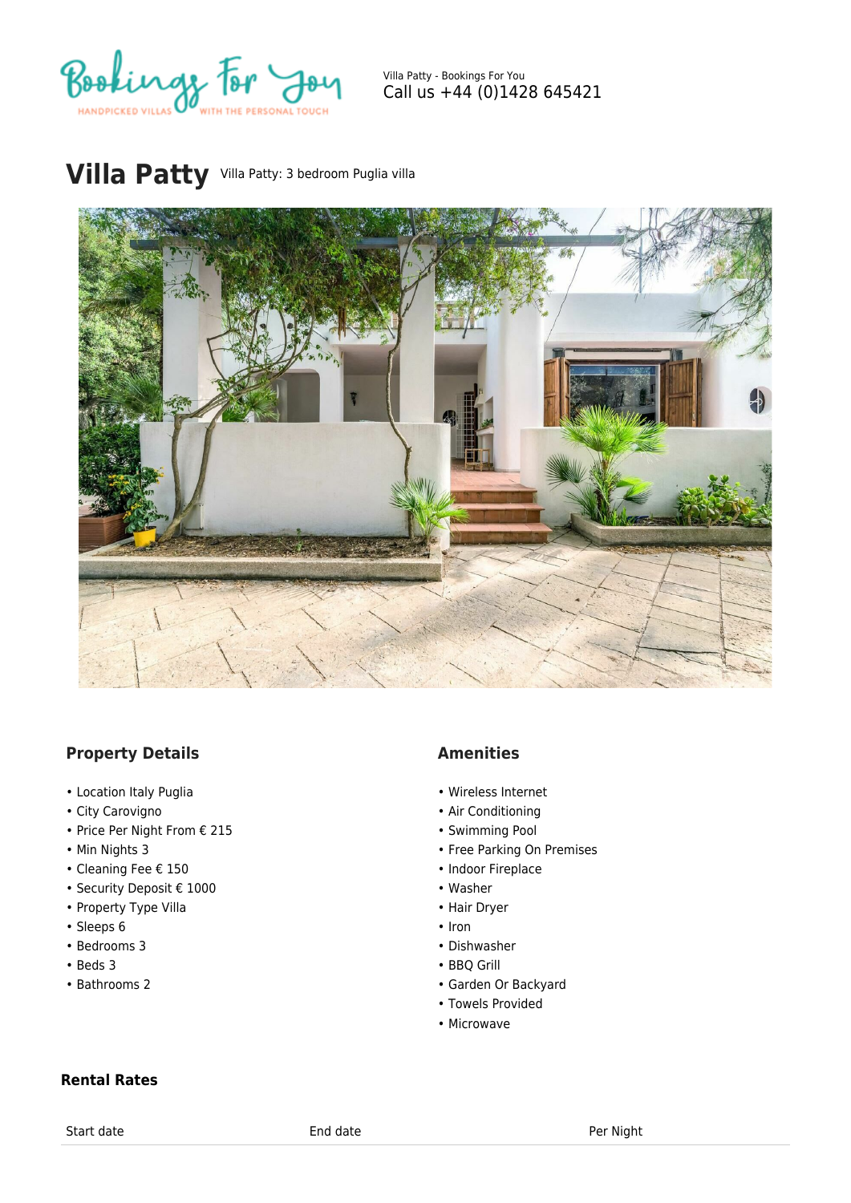Villa Patty - Bookings For You
Call us +44 (0)1428 645421

# Villa Patty

Villa Patty: 3 bedroom Puglia villa

## Property Details

- Location Italy Puglia
- City Carovigno
- Price Per Night From € 215
- Min Nights 3
- Cleaning Fee € 150
- Security Deposit € 1000
- Property Type Villa
- Sleeps 6
- Bedrooms 3
- Beds 3
- Bathrooms 2

## Amenities

- Wireless Internet
- Air Conditioning
- Swimming Pool
- Free Parking On Premises
- Indoor Fireplace
- Washer
- Hair Dryer
- Iron
- Dishwasher
- BBQ Grill
- Garden Or Backyard
- Towels Provided
- Microwave

## Rental Rates

| Start date | End date | Per Night |
| --- | --- | --- |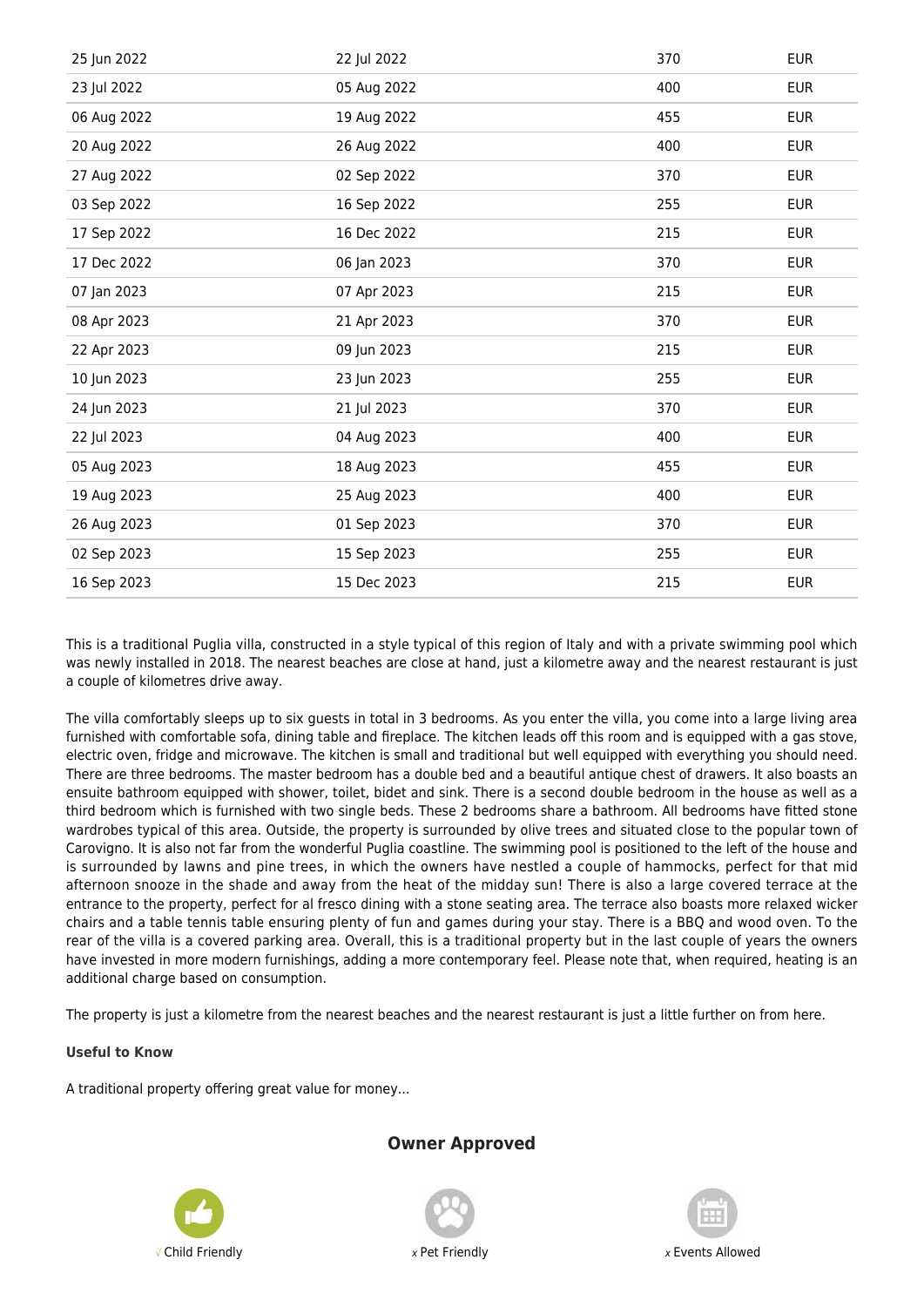| | | | |
|---|---|---|---|
| 25 Jun 2022 | 22 Jul 2022 | 370 | EUR |
| 23 Jul 2022 | 05 Aug 2022 | 400 | EUR |
| 06 Aug 2022 | 19 Aug 2022 | 455 | EUR |
| 20 Aug 2022 | 26 Aug 2022 | 400 | EUR |
| 27 Aug 2022 | 02 Sep 2022 | 370 | EUR |
| 03 Sep 2022 | 16 Sep 2022 | 255 | EUR |
| 17 Sep 2022 | 16 Dec 2022 | 215 | EUR |
| 17 Dec 2022 | 06 Jan 2023 | 370 | EUR |
| 07 Jan 2023 | 07 Apr 2023 | 215 | EUR |
| 08 Apr 2023 | 21 Apr 2023 | 370 | EUR |
| 22 Apr 2023 | 09 Jun 2023 | 215 | EUR |
| 10 Jun 2023 | 23 Jun 2023 | 255 | EUR |
| 24 Jun 2023 | 21 Jul 2023 | 370 | EUR |
| 22 Jul 2023 | 04 Aug 2023 | 400 | EUR |
| 05 Aug 2023 | 18 Aug 2023 | 455 | EUR |
| 19 Aug 2023 | 25 Aug 2023 | 400 | EUR |
| 26 Aug 2023 | 01 Sep 2023 | 370 | EUR |
| 02 Sep 2023 | 15 Sep 2023 | 255 | EUR |
| 16 Sep 2023 | 15 Dec 2023 | 215 | EUR |

This is a traditional Puglia villa, constructed in a style typical of this region of Italy and with a private swimming pool which was newly installed in 2018. The nearest beaches are close at hand, just a kilometre away and the nearest restaurant is just a couple of kilometres drive away.

The villa comfortably sleeps up to six guests in total in 3 bedrooms. As you enter the villa, you come into a large living area furnished with comfortable sofa, dining table and fireplace. The kitchen leads off this room and is equipped with a gas stove, electric oven, fridge and microwave. The kitchen is small and traditional but well equipped with everything you should need. There are three bedrooms. The master bedroom has a double bed and a beautiful antique chest of drawers. It also boasts an ensuite bathroom equipped with shower, toilet, bidet and sink. There is a second double bedroom in the house as well as a third bedroom which is furnished with two single beds. These 2 bedrooms share a bathroom. All bedrooms have fitted stone wardrobes typical of this area. Outside, the property is surrounded by olive trees and situated close to the popular town of Carovigno. It is also not far from the wonderful Puglia coastline. The swimming pool is positioned to the left of the house and is surrounded by lawns and pine trees, in which the owners have nestled a couple of hammocks, perfect for that mid afternoon snooze in the shade and away from the heat of the midday sun! There is also a large covered terrace at the entrance to the property, perfect for al fresco dining with a stone seating area. The terrace also boasts more relaxed wicker chairs and a table tennis table ensuring plenty of fun and games during your stay. There is a BBQ and wood oven. To the rear of the villa is a covered parking area. Overall, this is a traditional property but in the last couple of years the owners have invested in more modern furnishings, adding a more contemporary feel. Please note that, when required, heating is an additional charge based on consumption.

The property is just a kilometre from the nearest beaches and the nearest restaurant is just a little further on from here.

**Useful to Know**

A traditional property offering great value for money...

## Owner Approved

√ Child Friendly

x Pet Friendly

x Events Allowed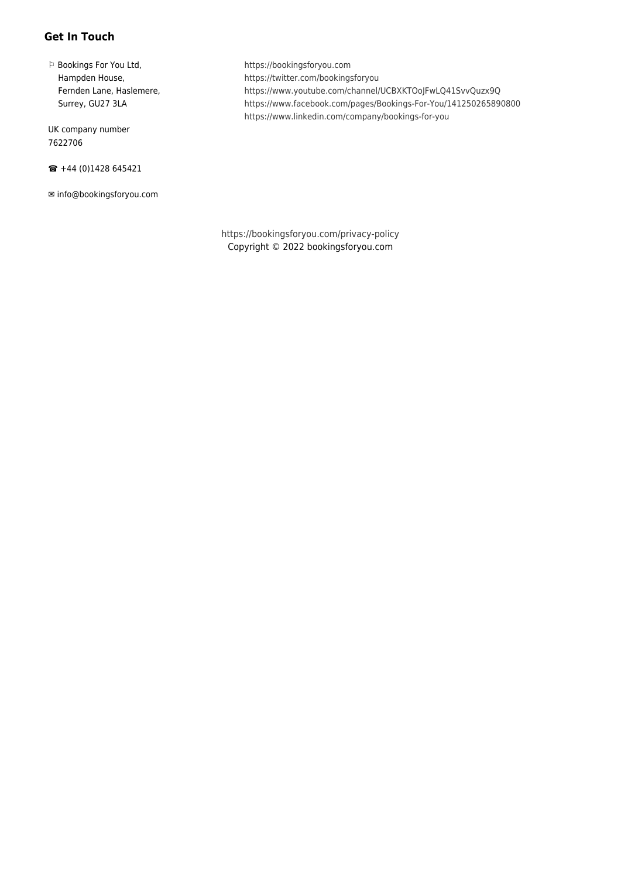## Get In Touch

⚐ Bookings For You Ltd,
Hampden House,
Fernden Lane, Haslemere,
Surrey, GU27 3LA

UK company number
7622706

☎ +44 (0)1428 645421

✉ info@bookingsforyou.com

https://bookingsforyou.com
https://twitter.com/bookingsforyou
https://www.youtube.com/channel/UCBXKTOoJFwLQ41SvvQuzx9Q
https://www.facebook.com/pages/Bookings-For-You/141250265890800
https://www.linkedin.com/company/bookings-for-you

https://bookingsforyou.com/privacy-policy
Copyright © 2022 bookingsforyou.com